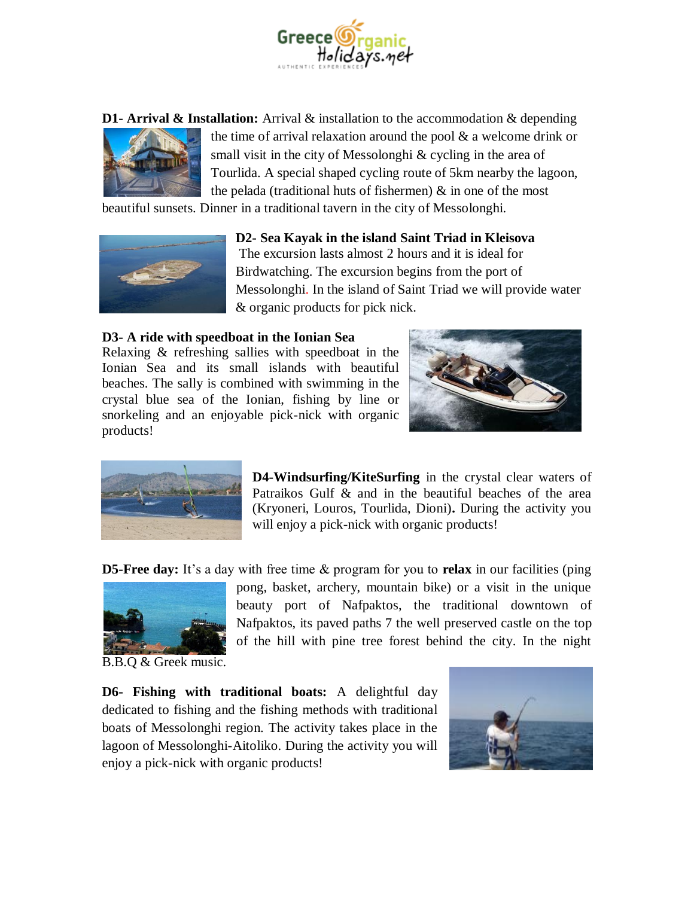**D1- Arrival & Installation:** Arrival & installation to the accommodation & depending the time of arrival relaxation around the pool & a welcome drink or small visit in the city of Messolonghi & cycling in the area of Tourlida. A special shaped cycling route of 5km nearby the lagoon, the pelada (traditional huts of fishermen) & in one of the most beautiful sunsets. Dinner in a traditional tavern in the city of Messolonghi.

**D2- Sea Kayak in the island Saint Triad in Kleisova**
The excursion lasts almost 2 hours and it is ideal for Birdwatching. The excursion begins from the port of Messolonghi. In the island of Saint Triad we will provide water & organic products for pick nick.

**D3- A ride with speedboat in the Ionian Sea**
Relaxing & refreshing sallies with speedboat in the Ionian Sea and its small islands with beautiful beaches. The sally is combined with swimming in the crystal blue sea of the Ionian, fishing by line or snorkeling and an enjoyable pick-nick with organic products!

**D4-Windsurfing/KiteSurfing** in the crystal clear waters of Patraikos Gulf & and in the beautiful beaches of the area (Kryoneri, Louros, Tourlida, Dioni)**.** During the activity you will enjoy a pick-nick with organic products!

**D5-Free day:** It's a day with free time & program for you to **relax** in our facilities (ping pong, basket, archery, mountain bike) or a visit in the unique beauty port of Nafpaktos, the traditional downtown of Nafpaktos, its paved paths 7 the well preserved castle on the top of the hill with pine tree forest behind the city. In the night B.B.Q & Greek music.

**D6- Fishing with traditional boats:** A delightful day dedicated to fishing and the fishing methods with traditional boats of Messolonghi region. The activity takes place in the lagoon of Messolonghi-Aitoliko. During the activity you will enjoy a pick-nick with organic products!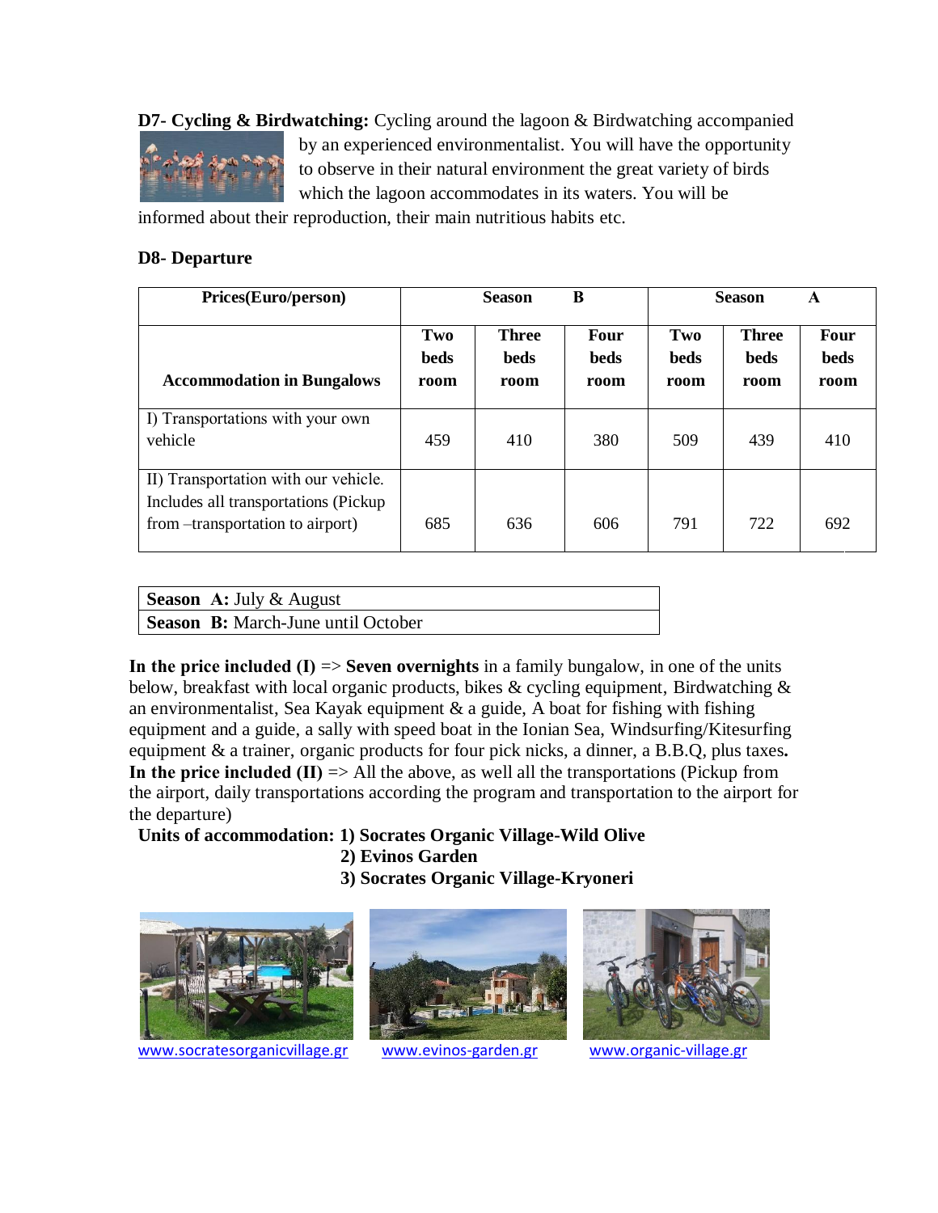**D7- Cycling & Birdwatching:** Cycling around the lagoon & Birdwatching accompanied by an experienced environmentalist. You will have the opportunity to observe in their natural environment the great variety of birds which the lagoon accommodates in its waters. You will be informed about their reproduction, their main nutritious habits etc.

**D8- Departure**

| Prices(Euro/person) | Season B | | | Season A | | |
|---|---|---|---|---|---|---|
| **Accommodation in Bungalows** | **Two beds room** | **Three beds room** | **Four beds room** | **Two beds room** | **Three beds room** | **Four beds room** |
| I) Transportations with your own vehicle | 459 | 410 | 380 | 509 | 439 | 410 |
| II) Transportation with our vehicle. Includes all transportations (Pickup from –transportation to airport) | 685 | 636 | 606 | 791 | 722 | 692 |

| **Season A:** July & August |
|---|
| **Season B:** March-June until October |

**In the price included (I)** => **Seven overnights** in a family bungalow, in one of the units below, breakfast with local organic products, bikes & cycling equipment, Birdwatching & an environmentalist, Sea Kayak equipment & a guide, A boat for fishing with fishing equipment and a guide, a sally with speed boat in the Ionian Sea, Windsurfing/Kitesurfing equipment & a trainer, organic products for four pick nicks, a dinner, a B.B.Q, plus taxes**.**
**In the price included (II)** => All the above, as well all the transportations (Pickup from the airport, daily transportations according the program and transportation to the airport for the departure)

**Units of accommodation: 1) Socrates Organic Village-Wild Olive**
**2) Evinos Garden**
**3) Socrates Organic Village-Kryoneri**

www.socratesorganicvillage.gr www.evinos-garden.gr www.organic-village.gr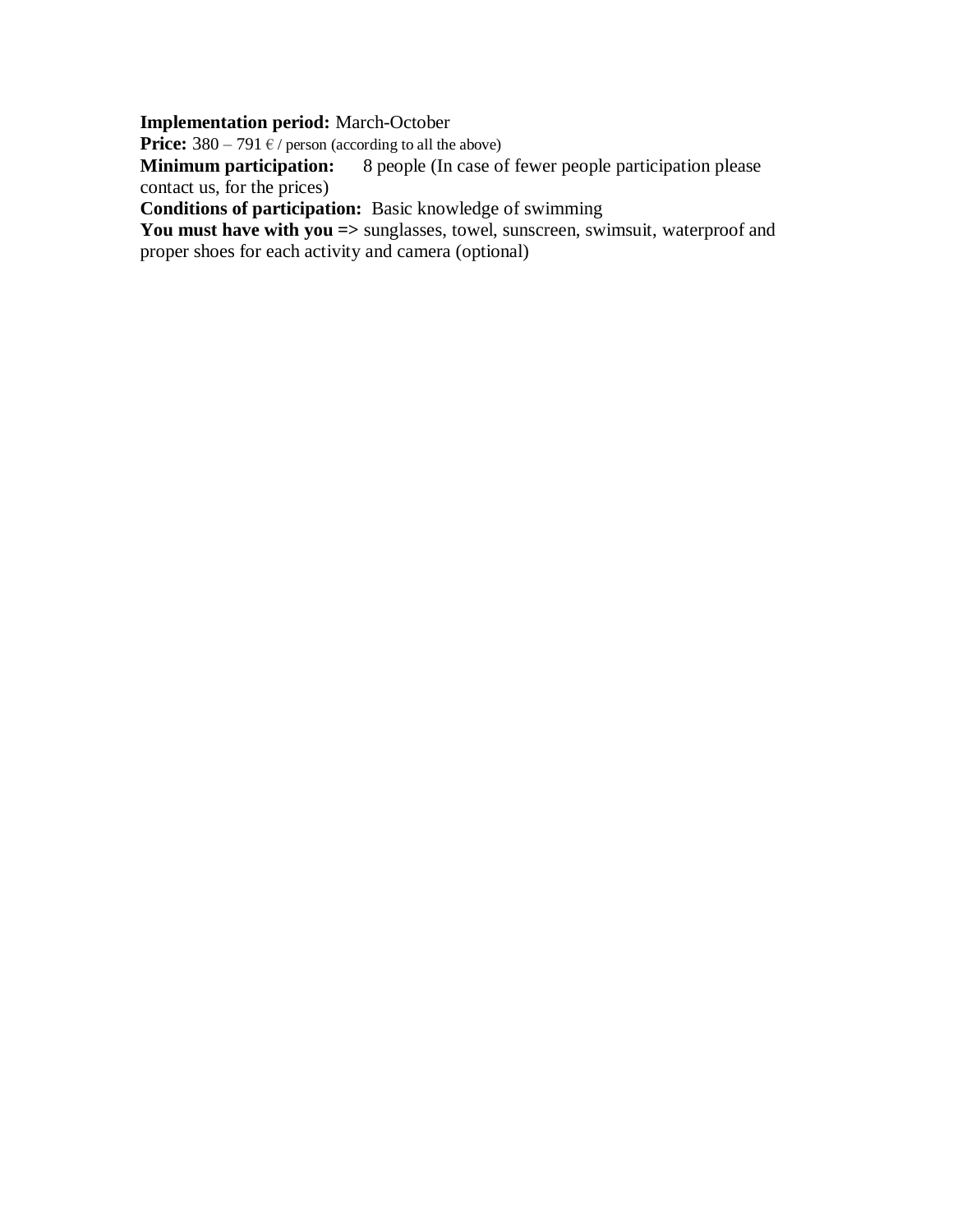**Implementation period:** March-October
**Price:** 380 – 791 € / person (according to all the above)
**Minimum participation:** 8 people (In case of fewer people participation please contact us, for the prices)
**Conditions of participation:** Basic knowledge of swimming
**You must have with you =>** sunglasses, towel, sunscreen, swimsuit, waterproof and proper shoes for each activity and camera (optional)